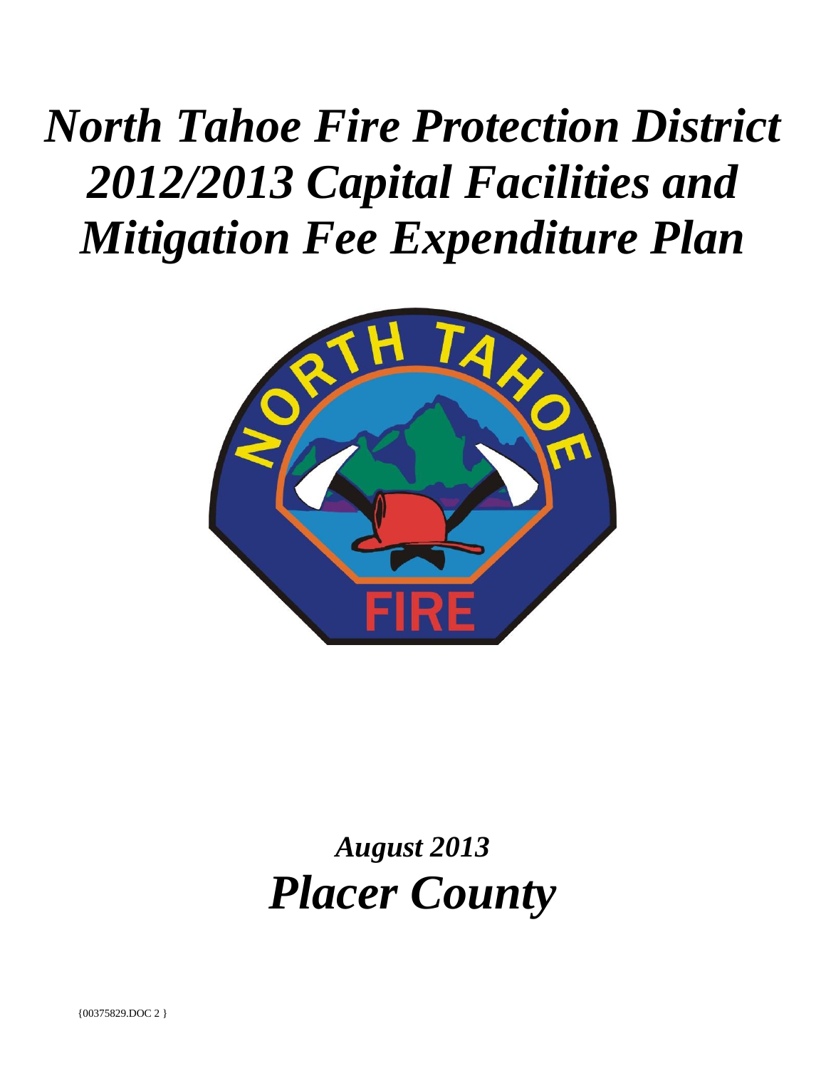# *North Tahoe Fire Protection District 2012/2013 Capital Facilities and Mitigation Fee Expenditure Plan*

## *August 2013*

# *Placer County*

{00375829.DOC 2 }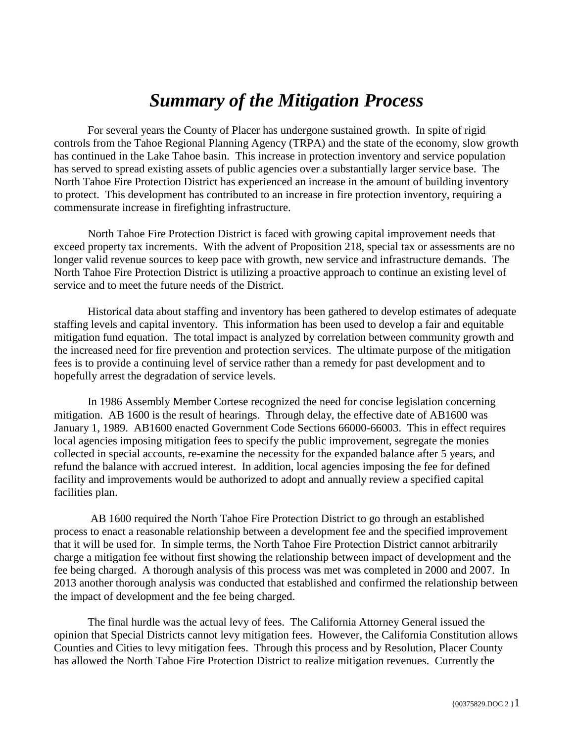# *Summary of the Mitigation Process*

For several years the County of Placer has undergone sustained growth. In spite of rigid controls from the Tahoe Regional Planning Agency (TRPA) and the state of the economy, slow growth has continued in the Lake Tahoe basin. This increase in protection inventory and service population has served to spread existing assets of public agencies over a substantially larger service base. The North Tahoe Fire Protection District has experienced an increase in the amount of building inventory to protect. This development has contributed to an increase in fire protection inventory, requiring a commensurate increase in firefighting infrastructure.

North Tahoe Fire Protection District is faced with growing capital improvement needs that exceed property tax increments. With the advent of Proposition 218, special tax or assessments are no longer valid revenue sources to keep pace with growth, new service and infrastructure demands. The North Tahoe Fire Protection District is utilizing a proactive approach to continue an existing level of service and to meet the future needs of the District.

Historical data about staffing and inventory has been gathered to develop estimates of adequate staffing levels and capital inventory. This information has been used to develop a fair and equitable mitigation fund equation. The total impact is analyzed by correlation between community growth and the increased need for fire prevention and protection services. The ultimate purpose of the mitigation fees is to provide a continuing level of service rather than a remedy for past development and to hopefully arrest the degradation of service levels.

In 1986 Assembly Member Cortese recognized the need for concise legislation concerning mitigation. AB 1600 is the result of hearings. Through delay, the effective date of AB1600 was January 1, 1989. AB1600 enacted Government Code Sections 66000-66003. This in effect requires local agencies imposing mitigation fees to specify the public improvement, segregate the monies collected in special accounts, re-examine the necessity for the expanded balance after 5 years, and refund the balance with accrued interest. In addition, local agencies imposing the fee for defined facility and improvements would be authorized to adopt and annually review a specified capital facilities plan.

AB 1600 required the North Tahoe Fire Protection District to go through an established process to enact a reasonable relationship between a development fee and the specified improvement that it will be used for. In simple terms, the North Tahoe Fire Protection District cannot arbitrarily charge a mitigation fee without first showing the relationship between impact of development and the fee being charged. A thorough analysis of this process was met was completed in 2000 and 2007. In 2013 another thorough analysis was conducted that established and confirmed the relationship between the impact of development and the fee being charged.

The final hurdle was the actual levy of fees. The California Attorney General issued the opinion that Special Districts cannot levy mitigation fees. However, the California Constitution allows Counties and Cities to levy mitigation fees. Through this process and by Resolution, Placer County has allowed the North Tahoe Fire Protection District to realize mitigation revenues. Currently the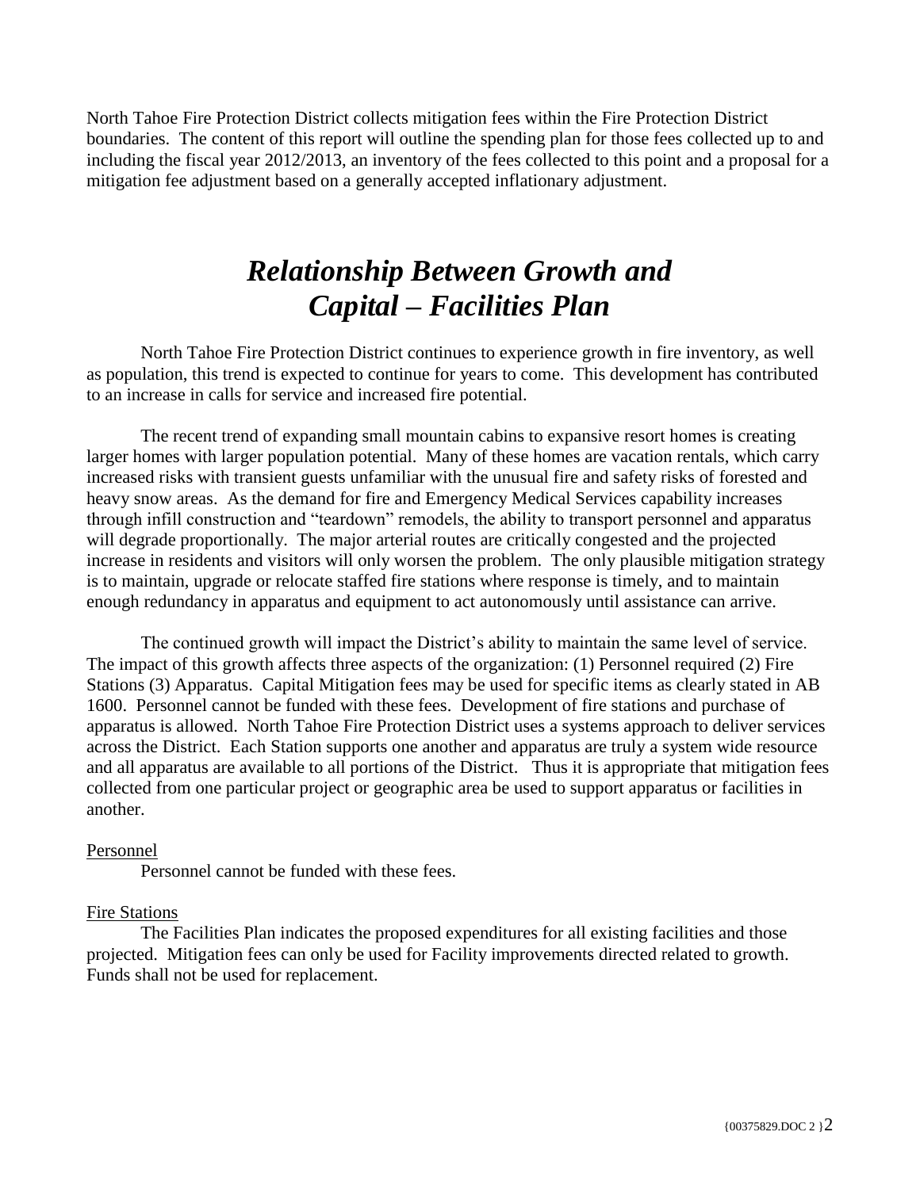North Tahoe Fire Protection District collects mitigation fees within the Fire Protection District boundaries. The content of this report will outline the spending plan for those fees collected up to and including the fiscal year 2012/2013, an inventory of the fees collected to this point and a proposal for a mitigation fee adjustment based on a generally accepted inflationary adjustment.

# *Relationship Between Growth and Capital – Facilities Plan*

North Tahoe Fire Protection District continues to experience growth in fire inventory, as well as population, this trend is expected to continue for years to come. This development has contributed to an increase in calls for service and increased fire potential.

The recent trend of expanding small mountain cabins to expansive resort homes is creating larger homes with larger population potential. Many of these homes are vacation rentals, which carry increased risks with transient guests unfamiliar with the unusual fire and safety risks of forested and heavy snow areas. As the demand for fire and Emergency Medical Services capability increases through infill construction and "teardown" remodels, the ability to transport personnel and apparatus will degrade proportionally. The major arterial routes are critically congested and the projected increase in residents and visitors will only worsen the problem. The only plausible mitigation strategy is to maintain, upgrade or relocate staffed fire stations where response is timely, and to maintain enough redundancy in apparatus and equipment to act autonomously until assistance can arrive.

The continued growth will impact the District's ability to maintain the same level of service. The impact of this growth affects three aspects of the organization: (1) Personnel required (2) Fire Stations (3) Apparatus. Capital Mitigation fees may be used for specific items as clearly stated in AB 1600. Personnel cannot be funded with these fees. Development of fire stations and purchase of apparatus is allowed. North Tahoe Fire Protection District uses a systems approach to deliver services across the District. Each Station supports one another and apparatus are truly a system wide resource and all apparatus are available to all portions of the District. Thus it is appropriate that mitigation fees collected from one particular project or geographic area be used to support apparatus or facilities in another.

<u>Personnel</u>

Personnel cannot be funded with these fees.

<u>Fire Stations</u>

The Facilities Plan indicates the proposed expenditures for all existing facilities and those projected. Mitigation fees can only be used for Facility improvements directed related to growth. Funds shall not be used for replacement.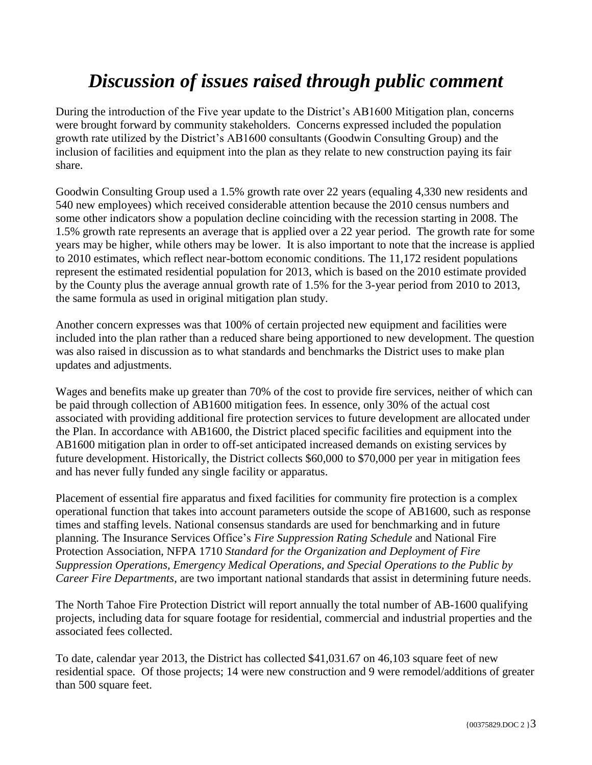# *Discussion of issues raised through public comment*

During the introduction of the Five year update to the District's AB1600 Mitigation plan, concerns were brought forward by community stakeholders. Concerns expressed included the population growth rate utilized by the District's AB1600 consultants (Goodwin Consulting Group) and the inclusion of facilities and equipment into the plan as they relate to new construction paying its fair share.

Goodwin Consulting Group used a 1.5% growth rate over 22 years (equaling 4,330 new residents and 540 new employees) which received considerable attention because the 2010 census numbers and some other indicators show a population decline coinciding with the recession starting in 2008. The 1.5% growth rate represents an average that is applied over a 22 year period. The growth rate for some years may be higher, while others may be lower. It is also important to note that the increase is applied to 2010 estimates, which reflect near-bottom economic conditions. The 11,172 resident populations represent the estimated residential population for 2013, which is based on the 2010 estimate provided by the County plus the average annual growth rate of 1.5% for the 3-year period from 2010 to 2013, the same formula as used in original mitigation plan study.

Another concern expresses was that 100% of certain projected new equipment and facilities were included into the plan rather than a reduced share being apportioned to new development. The question was also raised in discussion as to what standards and benchmarks the District uses to make plan updates and adjustments.

Wages and benefits make up greater than 70% of the cost to provide fire services, neither of which can be paid through collection of AB1600 mitigation fees. In essence, only 30% of the actual cost associated with providing additional fire protection services to future development are allocated under the Plan. In accordance with AB1600, the District placed specific facilities and equipment into the AB1600 mitigation plan in order to off-set anticipated increased demands on existing services by future development. Historically, the District collects $60,000 to $70,000 per year in mitigation fees and has never fully funded any single facility or apparatus.

Placement of essential fire apparatus and fixed facilities for community fire protection is a complex operational function that takes into account parameters outside the scope of AB1600, such as response times and staffing levels. National consensus standards are used for benchmarking and in future planning. The Insurance Services Office's *Fire Suppression Rating Schedule* and National Fire Protection Association, NFPA 1710 *Standard for the Organization and Deployment of Fire Suppression Operations, Emergency Medical Operations, and Special Operations to the Public by Career Fire Departments*, are two important national standards that assist in determining future needs.

The North Tahoe Fire Protection District will report annually the total number of AB-1600 qualifying projects, including data for square footage for residential, commercial and industrial properties and the associated fees collected.

To date, calendar year 2013, the District has collected $41,031.67 on 46,103 square feet of new residential space. Of those projects; 14 were new construction and 9 were remodel/additions of greater than 500 square feet.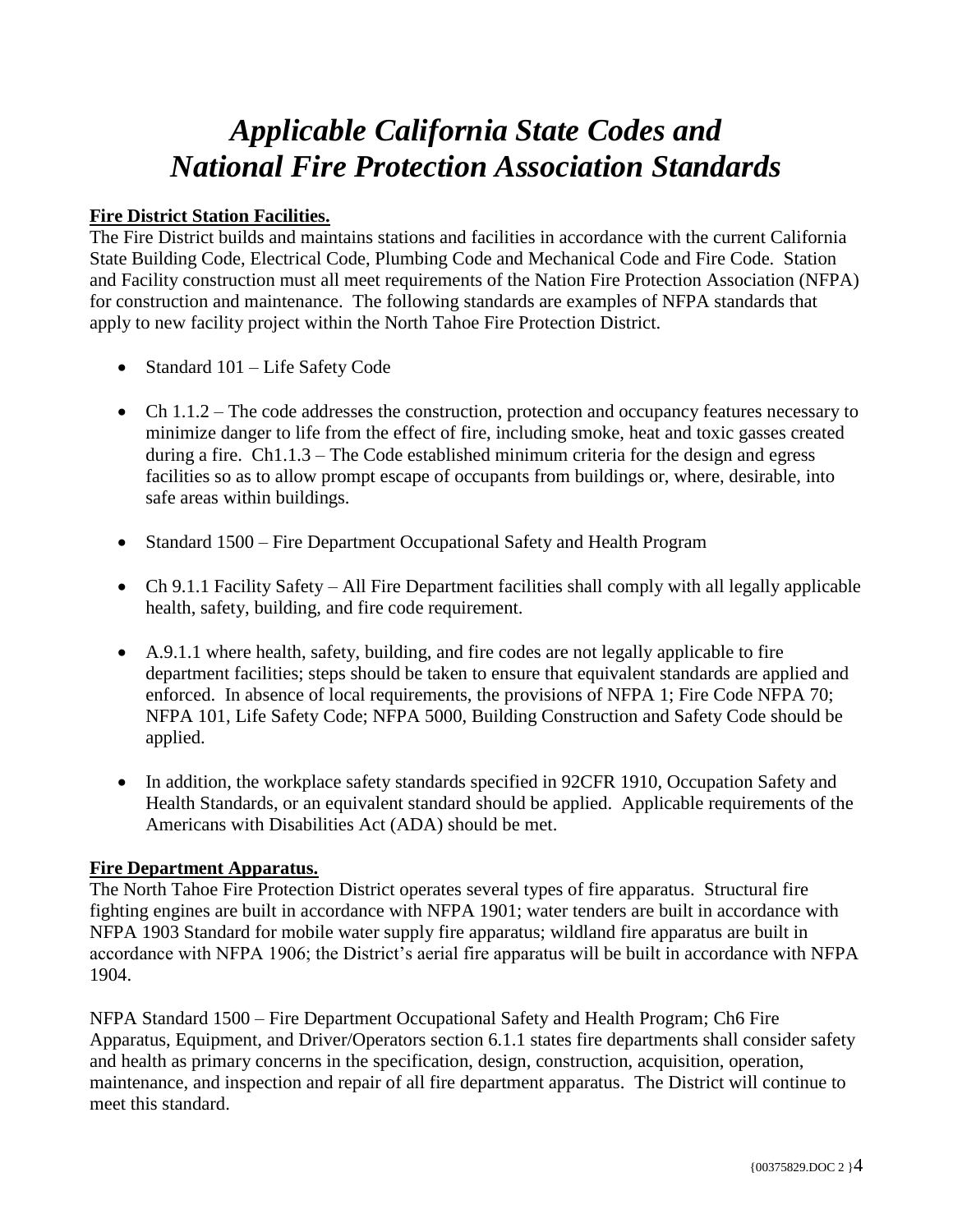# *Applicable California State Codes and National Fire Protection Association Standards*

**Fire District Station Facilities.**

The Fire District builds and maintains stations and facilities in accordance with the current California State Building Code, Electrical Code, Plumbing Code and Mechanical Code and Fire Code. Station and Facility construction must all meet requirements of the Nation Fire Protection Association (NFPA) for construction and maintenance. The following standards are examples of NFPA standards that apply to new facility project within the North Tahoe Fire Protection District.

- Standard 101 – Life Safety Code
- Ch 1.1.2 – The code addresses the construction, protection and occupancy features necessary to minimize danger to life from the effect of fire, including smoke, heat and toxic gasses created during a fire. Ch1.1.3 – The Code established minimum criteria for the design and egress facilities so as to allow prompt escape of occupants from buildings or, where, desirable, into safe areas within buildings.
- Standard 1500 – Fire Department Occupational Safety and Health Program
- Ch 9.1.1 Facility Safety – All Fire Department facilities shall comply with all legally applicable health, safety, building, and fire code requirement.
- A.9.1.1 where health, safety, building, and fire codes are not legally applicable to fire department facilities; steps should be taken to ensure that equivalent standards are applied and enforced. In absence of local requirements, the provisions of NFPA 1; Fire Code NFPA 70; NFPA 101, Life Safety Code; NFPA 5000, Building Construction and Safety Code should be applied.
- In addition, the workplace safety standards specified in 92CFR 1910, Occupation Safety and Health Standards, or an equivalent standard should be applied. Applicable requirements of the Americans with Disabilities Act (ADA) should be met.

**Fire Department Apparatus.**

The North Tahoe Fire Protection District operates several types of fire apparatus. Structural fire fighting engines are built in accordance with NFPA 1901; water tenders are built in accordance with NFPA 1903 Standard for mobile water supply fire apparatus; wildland fire apparatus are built in accordance with NFPA 1906; the District's aerial fire apparatus will be built in accordance with NFPA 1904.

NFPA Standard 1500 – Fire Department Occupational Safety and Health Program; Ch6 Fire Apparatus, Equipment, and Driver/Operators section 6.1.1 states fire departments shall consider safety and health as primary concerns in the specification, design, construction, acquisition, operation, maintenance, and inspection and repair of all fire department apparatus. The District will continue to meet this standard.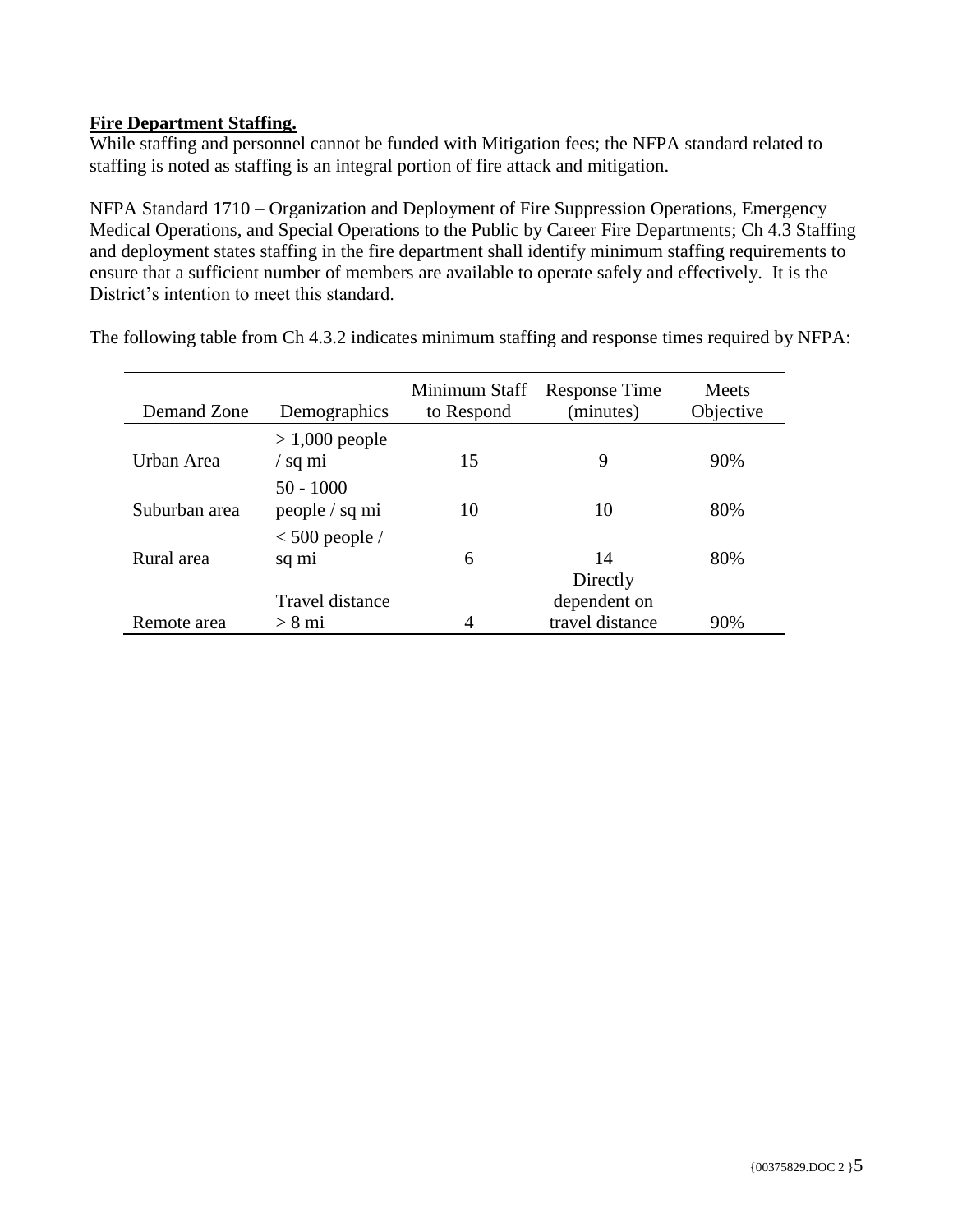**Fire Department Staffing.**

While staffing and personnel cannot be funded with Mitigation fees; the NFPA standard related to staffing is noted as staffing is an integral portion of fire attack and mitigation.

NFPA Standard 1710 – Organization and Deployment of Fire Suppression Operations, Emergency Medical Operations, and Special Operations to the Public by Career Fire Departments; Ch 4.3 Staffing and deployment states staffing in the fire department shall identify minimum staffing requirements to ensure that a sufficient number of members are available to operate safely and effectively. It is the District's intention to meet this standard.

The following table from Ch 4.3.2 indicates minimum staffing and response times required by NFPA:

| Demand Zone | Demographics | Minimum Staff to Respond | Response Time (minutes) | Meets Objective |
|---|---|---|---|---|
| Urban Area | > 1,000 people / sq mi | 15 | 9 | 90% |
| Suburban area | 50 - 1000 people / sq mi | 10 | 10 | 80% |
| Rural area | < 500 people / sq mi | 6 | 14 | 80% |
| Remote area | Travel distance > 8 mi | 4 | Directly dependent on travel distance | 90% |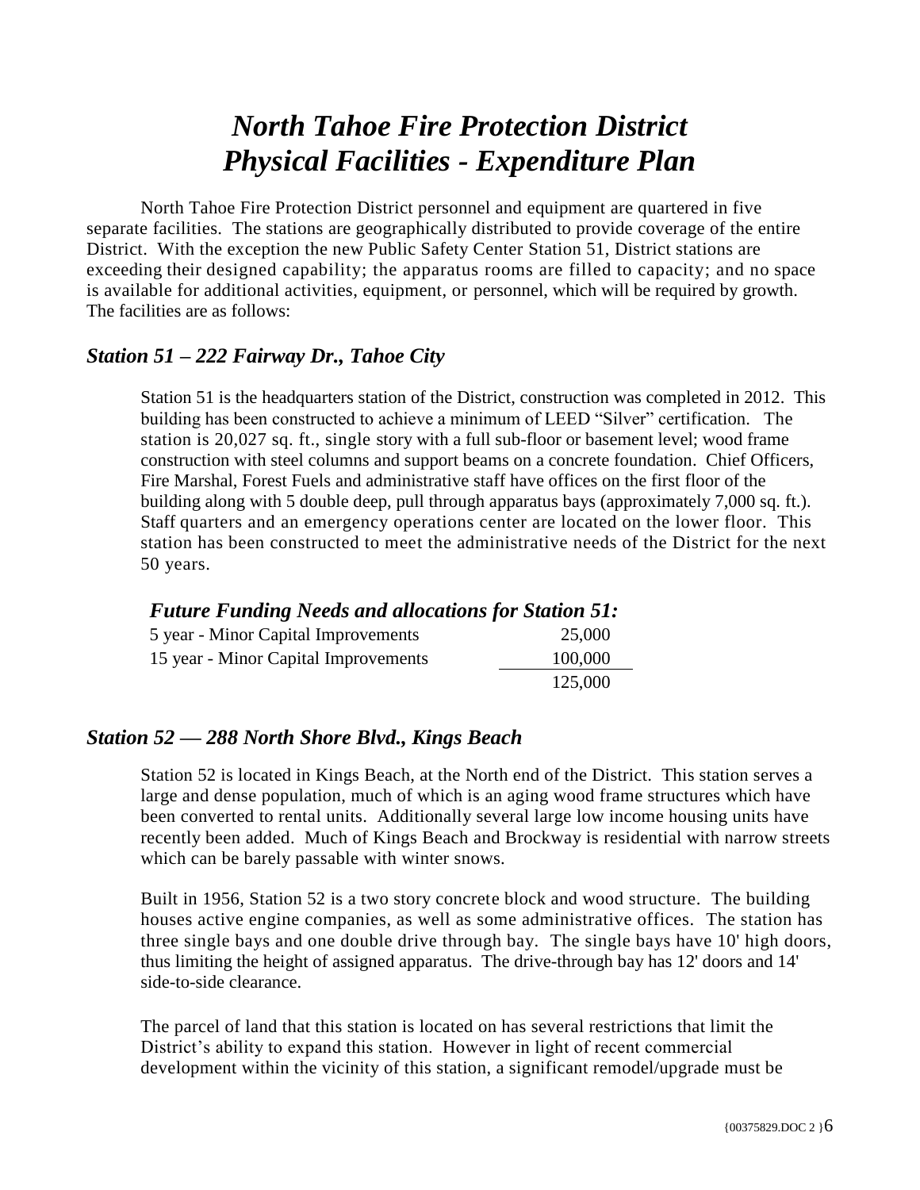# *North Tahoe Fire Protection District Physical Facilities - Expenditure Plan*

North Tahoe Fire Protection District personnel and equipment are quartered in five separate facilities. The stations are geographically distributed to provide coverage of the entire District. With the exception the new Public Safety Center Station 51, District stations are exceeding their designed capability; the apparatus rooms are filled to capacity; and no space is available for additional activities, equipment, or personnel, which will be required by growth. The facilities are as follows:

### *Station 51 – 222 Fairway Dr., Tahoe City*

Station 51 is the headquarters station of the District, construction was completed in 2012. This building has been constructed to achieve a minimum of LEED "Silver" certification. The station is 20,027 sq. ft., single story with a full sub-floor or basement level; wood frame construction with steel columns and support beams on a concrete foundation. Chief Officers, Fire Marshal, Forest Fuels and administrative staff have offices on the first floor of the building along with 5 double deep, pull through apparatus bays (approximately 7,000 sq. ft.). Staff quarters and an emergency operations center are located on the lower floor. This station has been constructed to meet the administrative needs of the District for the next 50 years.

#### *Future Funding Needs and allocations for Station 51:*

| | |
|---|---:|
| 5 year - Minor Capital Improvements | 25,000 |
| 15 year - Minor Capital Improvements | 100,000 |
| | 125,000 |

### *Station 52 — 288 North Shore Blvd., Kings Beach*

Station 52 is located in Kings Beach, at the North end of the District. This station serves a large and dense population, much of which is an aging wood frame structures which have been converted to rental units. Additionally several large low income housing units have recently been added. Much of Kings Beach and Brockway is residential with narrow streets which can be barely passable with winter snows.

Built in 1956, Station 52 is a two story concrete block and wood structure. The building houses active engine companies, as well as some administrative offices. The station has three single bays and one double drive through bay. The single bays have 10' high doors, thus limiting the height of assigned apparatus. The drive-through bay has 12' doors and 14' side-to-side clearance.

The parcel of land that this station is located on has several restrictions that limit the District's ability to expand this station. However in light of recent commercial development within the vicinity of this station, a significant remodel/upgrade must be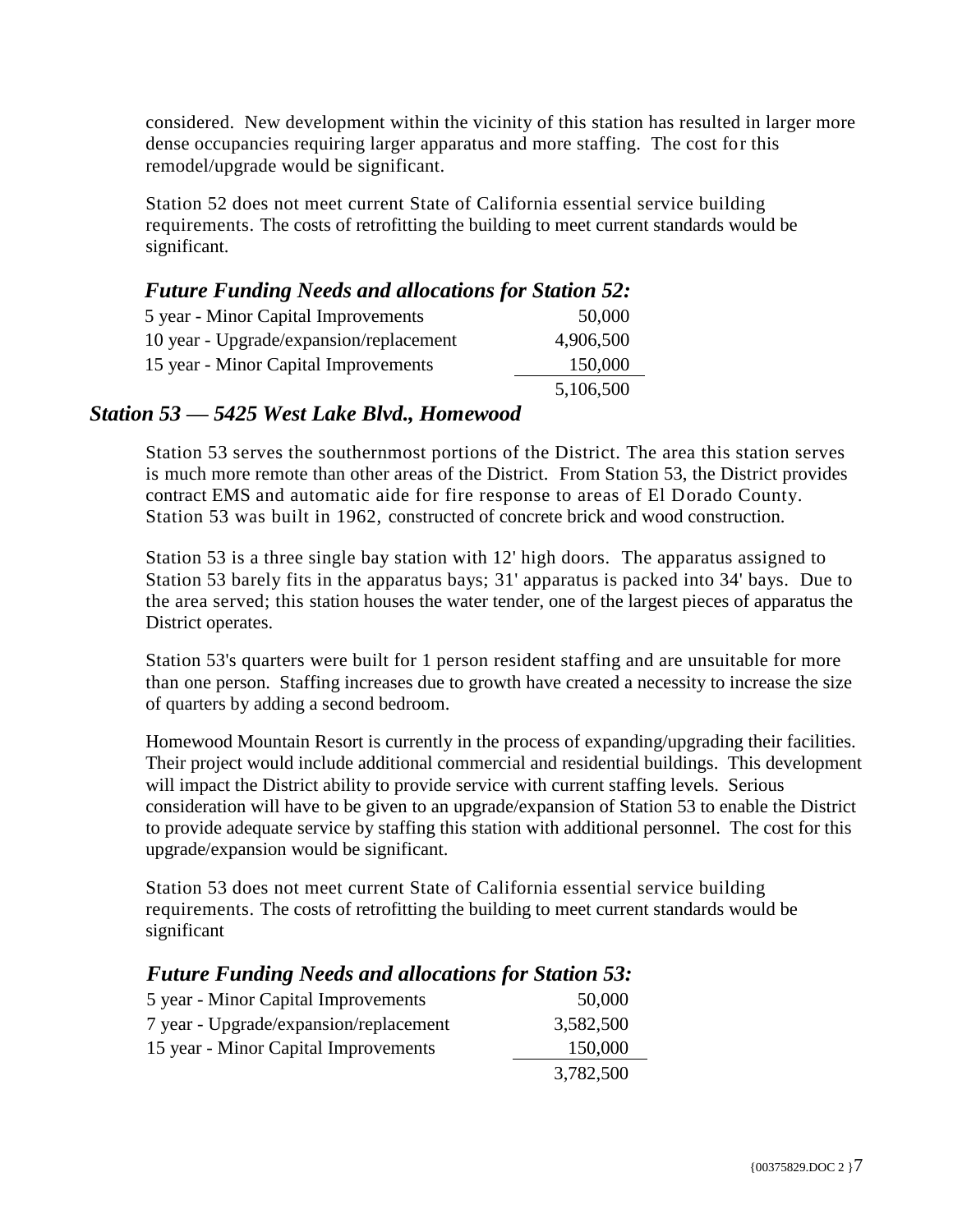considered. New development within the vicinity of this station has resulted in larger more dense occupancies requiring larger apparatus and more staffing. The cost for this remodel/upgrade would be significant.

Station 52 does not meet current State of California essential service building requirements. The costs of retrofitting the building to meet current standards would be significant.

### *Future Funding Needs and allocations for Station 52:*

| | |
|---|---:|
| 5 year - Minor Capital Improvements | 50,000 |
| 10 year - Upgrade/expansion/replacement | 4,906,500 |
| 15 year - Minor Capital Improvements | 150,000 |
| | 5,106,500 |

## *Station 53 — 5425 West Lake Blvd., Homewood*

Station 53 serves the southernmost portions of the District. The area this station serves is much more remote than other areas of the District. From Station 53, the District provides contract EMS and automatic aide for fire response to areas of El Dorado County. Station 53 was built in 1962, constructed of concrete brick and wood construction.

Station 53 is a three single bay station with 12' high doors. The apparatus assigned to Station 53 barely fits in the apparatus bays; 31' apparatus is packed into 34' bays. Due to the area served; this station houses the water tender, one of the largest pieces of apparatus the District operates.

Station 53's quarters were built for 1 person resident staffing and are unsuitable for more than one person. Staffing increases due to growth have created a necessity to increase the size of quarters by adding a second bedroom.

Homewood Mountain Resort is currently in the process of expanding/upgrading their facilities. Their project would include additional commercial and residential buildings. This development will impact the District ability to provide service with current staffing levels. Serious consideration will have to be given to an upgrade/expansion of Station 53 to enable the District to provide adequate service by staffing this station with additional personnel. The cost for this upgrade/expansion would be significant.

Station 53 does not meet current State of California essential service building requirements. The costs of retrofitting the building to meet current standards would be significant

### *Future Funding Needs and allocations for Station 53:*

| | |
|---|---:|
| 5 year - Minor Capital Improvements | 50,000 |
| 7 year - Upgrade/expansion/replacement | 3,582,500 |
| 15 year - Minor Capital Improvements | 150,000 |
| | 3,782,500 |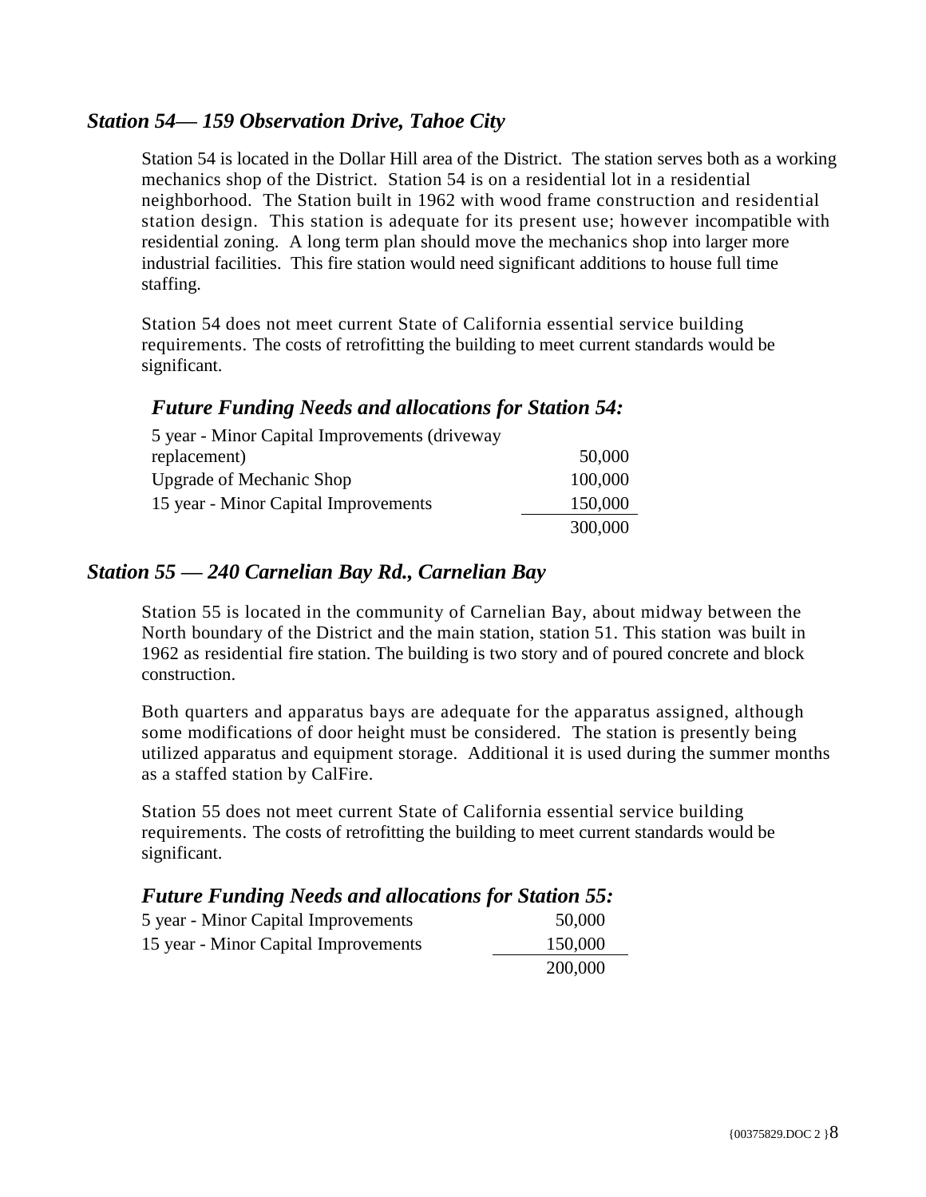## *Station 54— 159 Observation Drive, Tahoe City*

Station 54 is located in the Dollar Hill area of the District. The station serves both as a working mechanics shop of the District. Station 54 is on a residential lot in a residential neighborhood. The Station built in 1962 with wood frame construction and residential station design. This station is adequate for its present use; however incompatible with residential zoning. A long term plan should move the mechanics shop into larger more industrial facilities. This fire station would need significant additions to house full time staffing.

Station 54 does not meet current State of California essential service building requirements. The costs of retrofitting the building to meet current standards would be significant.

### *Future Funding Needs and allocations for Station 54:*

| | |
|---|---:|
| 5 year - Minor Capital Improvements (driveway replacement) | 50,000 |
| Upgrade of Mechanic Shop | 100,000 |
| 15 year - Minor Capital Improvements | 150,000 |
| | 300,000 |

## *Station 55 — 240 Carnelian Bay Rd., Carnelian Bay*

Station 55 is located in the community of Carnelian Bay, about midway between the North boundary of the District and the main station, station 51. This station was built in 1962 as residential fire station. The building is two story and of poured concrete and block construction.

Both quarters and apparatus bays are adequate for the apparatus assigned, although some modifications of door height must be considered. The station is presently being utilized apparatus and equipment storage. Additional it is used during the summer months as a staffed station by CalFire.

Station 55 does not meet current State of California essential service building requirements. The costs of retrofitting the building to meet current standards would be significant.

### *Future Funding Needs and allocations for Station 55:*

| | |
|---|---:|
| 5 year - Minor Capital Improvements | 50,000 |
| 15 year - Minor Capital Improvements | 150,000 |
| | 200,000 |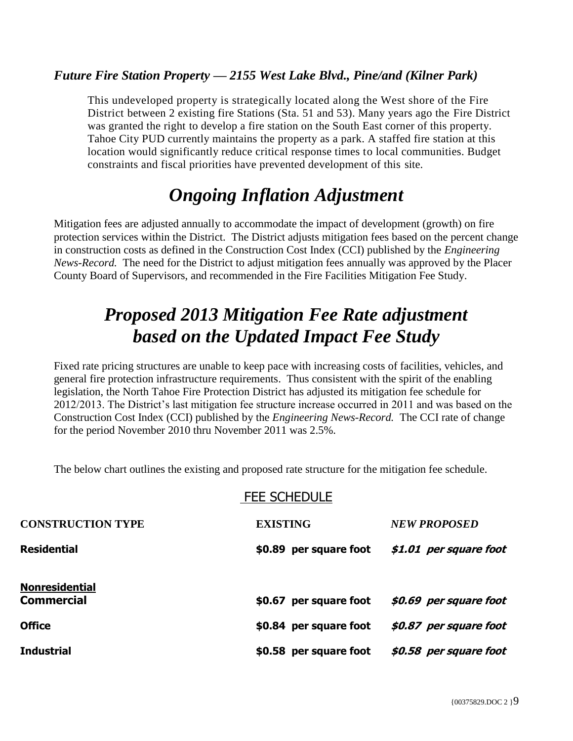### *Future Fire Station Property — 2155 West Lake Blvd., Pine/and (Kilner Park)*

This undeveloped property is strategically located along the West shore of the Fire District between 2 existing fire Stations (Sta. 51 and 53). Many years ago the Fire District was granted the right to develop a fire station on the South East corner of this property. Tahoe City PUD currently maintains the property as a park. A staffed fire station at this location would significantly reduce critical response times to local communities. Budget constraints and fiscal priorities have prevented development of this site.

# *Ongoing Inflation Adjustment*

Mitigation fees are adjusted annually to accommodate the impact of development (growth) on fire protection services within the District. The District adjusts mitigation fees based on the percent change in construction costs as defined in the Construction Cost Index (CCI) published by the *Engineering News-Record.* The need for the District to adjust mitigation fees annually was approved by the Placer County Board of Supervisors, and recommended in the Fire Facilities Mitigation Fee Study.

# *Proposed 2013 Mitigation Fee Rate adjustment based on the Updated Impact Fee Study*

Fixed rate pricing structures are unable to keep pace with increasing costs of facilities, vehicles, and general fire protection infrastructure requirements. Thus consistent with the spirit of the enabling legislation, the North Tahoe Fire Protection District has adjusted its mitigation fee schedule for 2012/2013. The District's last mitigation fee structure increase occurred in 2011 and was based on the Construction Cost Index (CCI) published by the *Engineering News-Record.* The CCI rate of change for the period November 2010 thru November 2011 was 2.5%.

The below chart outlines the existing and proposed rate structure for the mitigation fee schedule.

## FEE SCHEDULE

| CONSTRUCTION TYPE | EXISTING | *NEW PROPOSED* |
|---|---|---|
| **Residential** | $0.89 per square foot | ***$1.01 per square foot*** |
| **Nonresidential** | | |
| **Commercial** | $0.67 per square foot | ***$0.69 per square foot*** |
| **Office** | $0.84 per square foot | ***$0.87 per square foot*** |
| **Industrial** | $0.58 per square foot | ***$0.58 per square foot*** |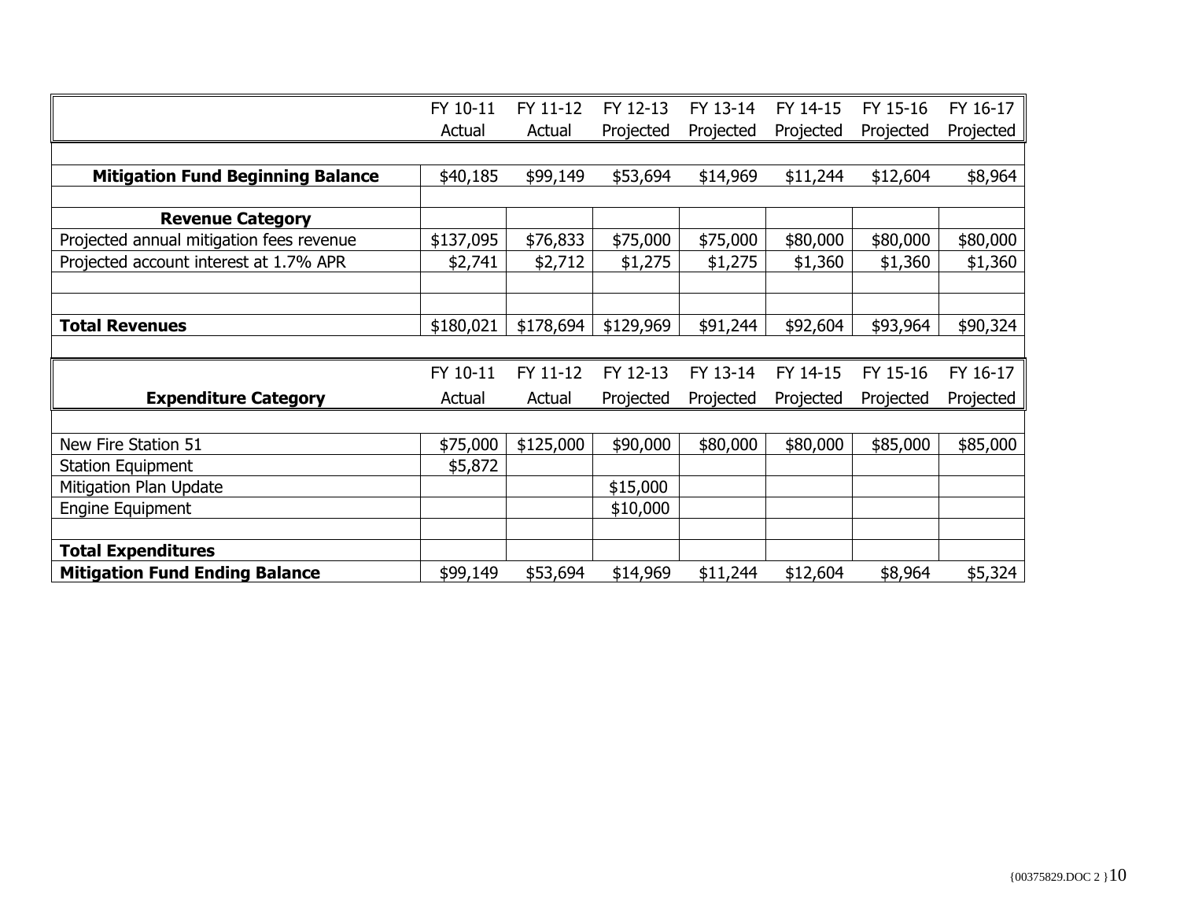| | FY 10-11 Actual | FY 11-12 Actual | FY 12-13 Projected | FY 13-14 Projected | FY 14-15 Projected | FY 15-16 Projected | FY 16-17 Projected |
|---|---|---|---|---|---|---|---|
| **Mitigation Fund Beginning Balance** | $40,185 | $99,149 | $53,694 | $14,969 | $11,244 | $12,604 | $8,964 |
| **Revenue Category** | | | | | | | |
| Projected annual mitigation fees revenue | $137,095 | $76,833 | $75,000 | $75,000 | $80,000 | $80,000 | $80,000 |
| Projected account interest at 1.7% APR | $2,741 | $2,712 | $1,275 | $1,275 | $1,360 | $1,360 | $1,360 |
| **Total Revenues** | $180,021 | $178,694 | $129,969 | $91,244 | $92,604 | $93,964 | $90,324 |
| **Expenditure Category** | FY 10-11 Actual | FY 11-12 Actual | FY 12-13 Projected | FY 13-14 Projected | FY 14-15 Projected | FY 15-16 Projected | FY 16-17 Projected |
| New Fire Station 51 | $75,000 | $125,000 | $90,000 | $80,000 | $80,000 | $85,000 | $85,000 |
| Station Equipment | $5,872 | | | | | | |
| Mitigation Plan Update | | | $15,000 | | | | |
| Engine Equipment | | | $10,000 | | | | |
| **Total Expenditures** | | | | | | | |
| **Mitigation Fund Ending Balance** | $99,149 | $53,694 | $14,969 | $11,244 | $12,604 | $8,964 | $5,324 |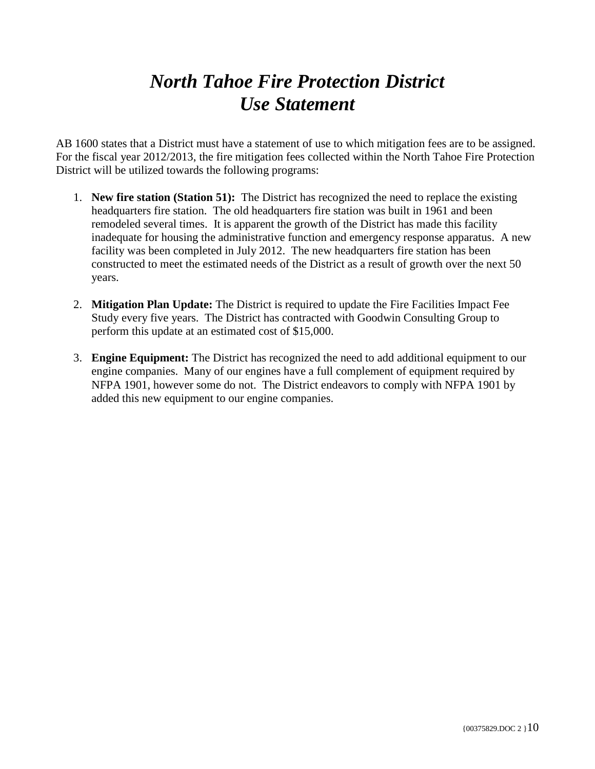# *North Tahoe Fire Protection District*
# *Use Statement*

AB 1600 states that a District must have a statement of use to which mitigation fees are to be assigned. For the fiscal year 2012/2013, the fire mitigation fees collected within the North Tahoe Fire Protection District will be utilized towards the following programs:

1. **New fire station (Station 51):** The District has recognized the need to replace the existing headquarters fire station. The old headquarters fire station was built in 1961 and been remodeled several times. It is apparent the growth of the District has made this facility inadequate for housing the administrative function and emergency response apparatus. A new facility was been completed in July 2012. The new headquarters fire station has been constructed to meet the estimated needs of the District as a result of growth over the next 50 years.

2. **Mitigation Plan Update:** The District is required to update the Fire Facilities Impact Fee Study every five years. The District has contracted with Goodwin Consulting Group to perform this update at an estimated cost of $15,000.

3. **Engine Equipment:** The District has recognized the need to add additional equipment to our engine companies. Many of our engines have a full complement of equipment required by NFPA 1901, however some do not. The District endeavors to comply with NFPA 1901 by added this new equipment to our engine companies.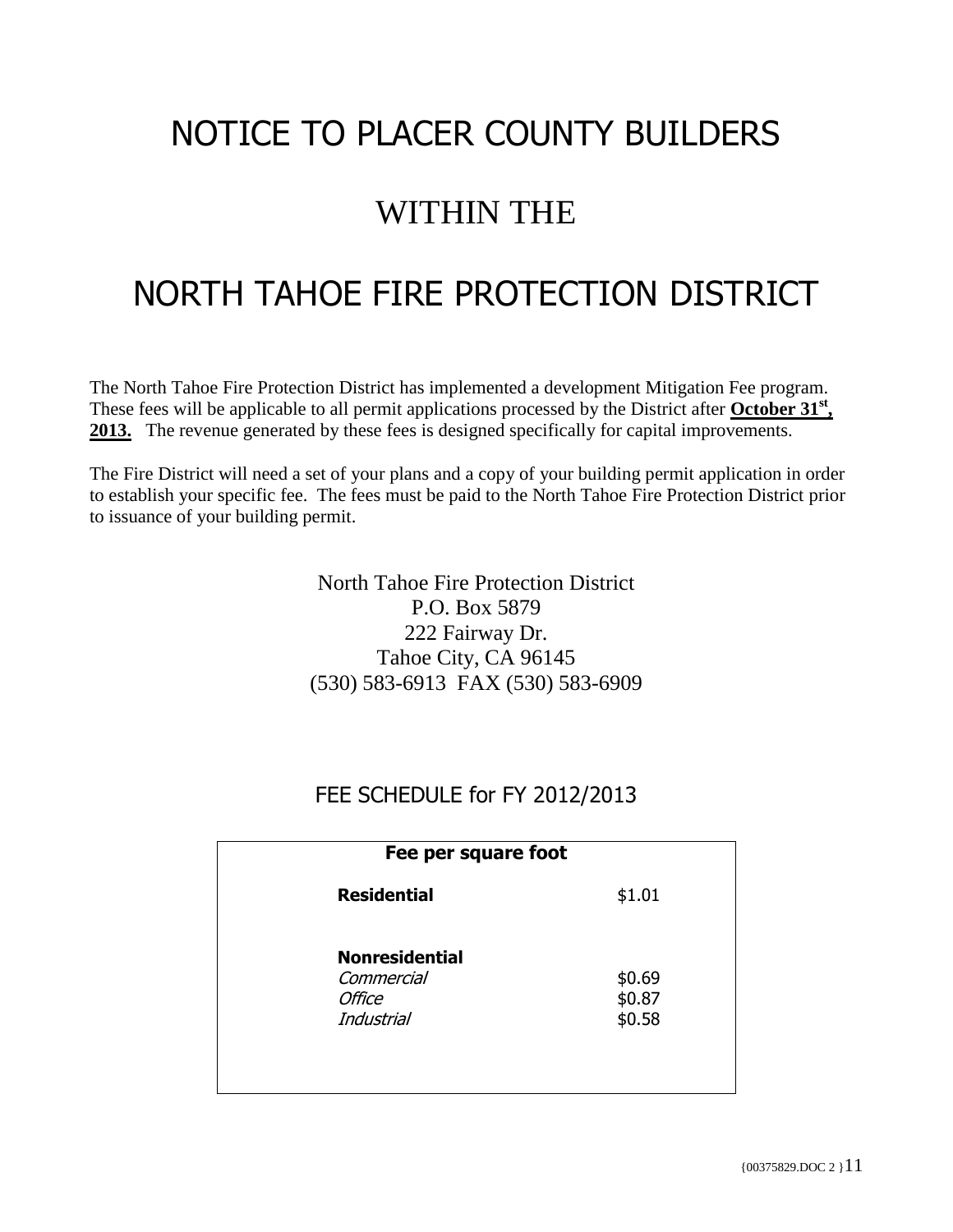# NOTICE TO PLACER COUNTY BUILDERS

# WITHIN THE

# NORTH TAHOE FIRE PROTECTION DISTRICT

The North Tahoe Fire Protection District has implemented a development Mitigation Fee program. These fees will be applicable to all permit applications processed by the District after **October 31st, 2013.** The revenue generated by these fees is designed specifically for capital improvements.

The Fire District will need a set of your plans and a copy of your building permit application in order to establish your specific fee. The fees must be paid to the North Tahoe Fire Protection District prior to issuance of your building permit.

North Tahoe Fire Protection District
P.O. Box 5879
222 Fairway Dr.
Tahoe City, CA 96145
(530) 583-6913 FAX (530) 583-6909

## FEE SCHEDULE for FY 2012/2013

| Fee per square foot | |
|---|---|
| **Residential** | $1.01 |
| **Nonresidential** | |
| *Commercial* | $0.69 |
| *Office* | $0.87 |
| *Industrial* | $0.58 |